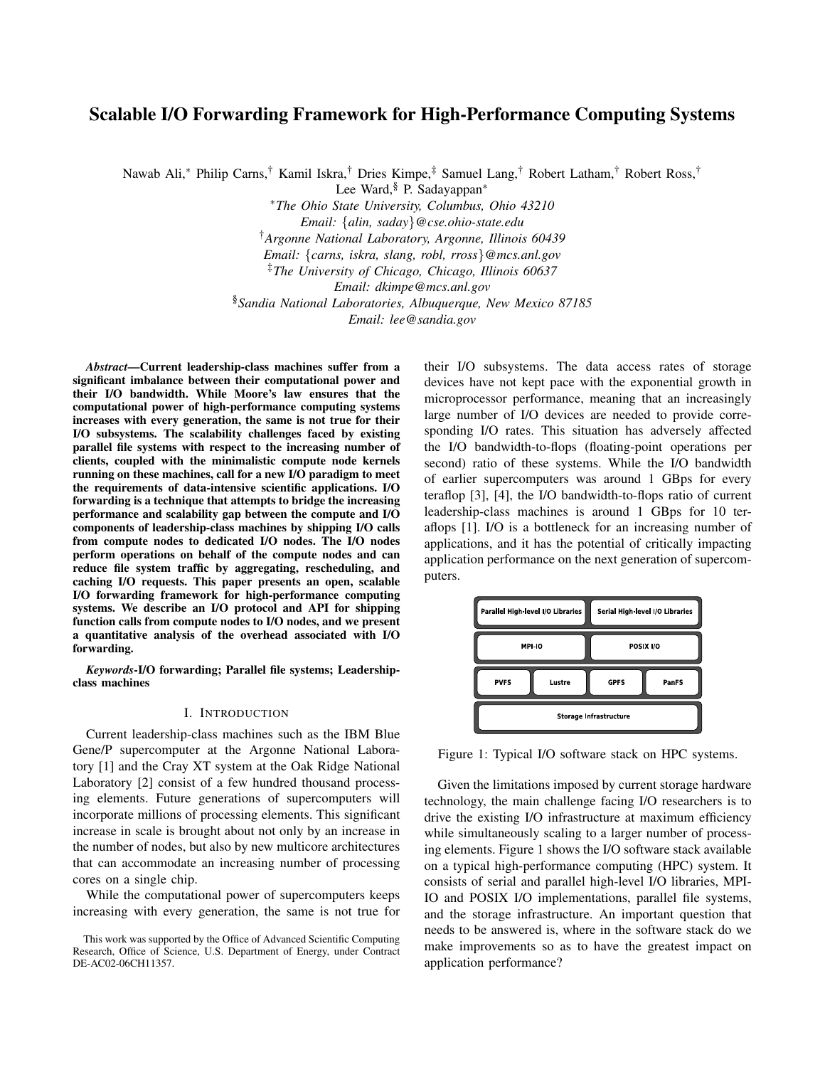# Scalable I/O Forwarding Framework for High-Performance Computing Systems

Nawab Ali,* Philip Carns,† Kamil Iskra,† Dries Kimpe,‡ Samuel Lang,† Robert Latham,† Robert Ross,† Lee Ward,§ P. Sadayappan*

*The Ohio State University, Columbus, Ohio 43210
Email: {alin, saday}@cse.ohio-state.edu

†Argonne National Laboratory, Argonne, Illinois 60439
Email: {carns, iskra, slang, robl, rross}@mcs.anl.gov

‡The University of Chicago, Chicago, Illinois 60637
Email: dkimpe@mcs.anl.gov

§Sandia National Laboratories, Albuquerque, New Mexico 87185
Email: lee@sandia.gov

***Abstract*—Current leadership-class machines suffer from a significant imbalance between their computational power and their I/O bandwidth. While Moore's law ensures that the computational power of high-performance computing systems increases with every generation, the same is not true for their I/O subsystems. The scalability challenges faced by existing parallel file systems with respect to the increasing number of clients, coupled with the minimalistic compute node kernels running on these machines, call for a new I/O paradigm to meet the requirements of data-intensive scientific applications. I/O forwarding is a technique that attempts to bridge the increasing performance and scalability gap between the compute and I/O components of leadership-class machines by shipping I/O calls from compute nodes to dedicated I/O nodes. The I/O nodes perform operations on behalf of the compute nodes and can reduce file system traffic by aggregating, rescheduling, and caching I/O requests. This paper presents an open, scalable I/O forwarding framework for high-performance computing systems. We describe an I/O protocol and API for shipping function calls from compute nodes to I/O nodes, and we present a quantitative analysis of the overhead associated with I/O forwarding.**

***Keywords*-I/O forwarding; Parallel file systems; Leadership-class machines**

## I. Introduction

Current leadership-class machines such as the IBM Blue Gene/P supercomputer at the Argonne National Laboratory [1] and the Cray XT system at the Oak Ridge National Laboratory [2] consist of a few hundred thousand processing elements. Future generations of supercomputers will incorporate millions of processing elements. This significant increase in scale is brought about not only by an increase in the number of nodes, but also by new multicore architectures that can accommodate an increasing number of processing cores on a single chip.

While the computational power of supercomputers keeps increasing with every generation, the same is not true for their I/O subsystems. The data access rates of storage devices have not kept pace with the exponential growth in microprocessor performance, meaning that an increasingly large number of I/O devices are needed to provide corresponding I/O rates. This situation has adversely affected the I/O bandwidth-to-flops (floating-point operations per second) ratio of these systems. While the I/O bandwidth of earlier supercomputers was around 1 GBps for every teraflop [3], [4], the I/O bandwidth-to-flops ratio of current leadership-class machines is around 1 GBps for 10 teraflops [1]. I/O is a bottleneck for an increasing number of applications, and it has the potential of critically impacting application performance on the next generation of supercomputers.

Parallel High-level I/O Libraries
Serial High-level I/O Libraries
MPI-IO
POSIX I/O
PVFS
Lustre
GPFS
PanFS
Storage Infrastructure

Figure 1: Typical I/O software stack on HPC systems.

Given the limitations imposed by current storage hardware technology, the main challenge facing I/O researchers is to drive the existing I/O infrastructure at maximum efficiency while simultaneously scaling to a larger number of processing elements. Figure 1 shows the I/O software stack available on a typical high-performance computing (HPC) system. It consists of serial and parallel high-level I/O libraries, MPI-IO and POSIX I/O implementations, parallel file systems, and the storage infrastructure. An important question that needs to be answered is, where in the software stack do we make improvements so as to have the greatest impact on application performance?

This work was supported by the Office of Advanced Scientific Computing Research, Office of Science, U.S. Department of Energy, under Contract DE-AC02-06CH11357.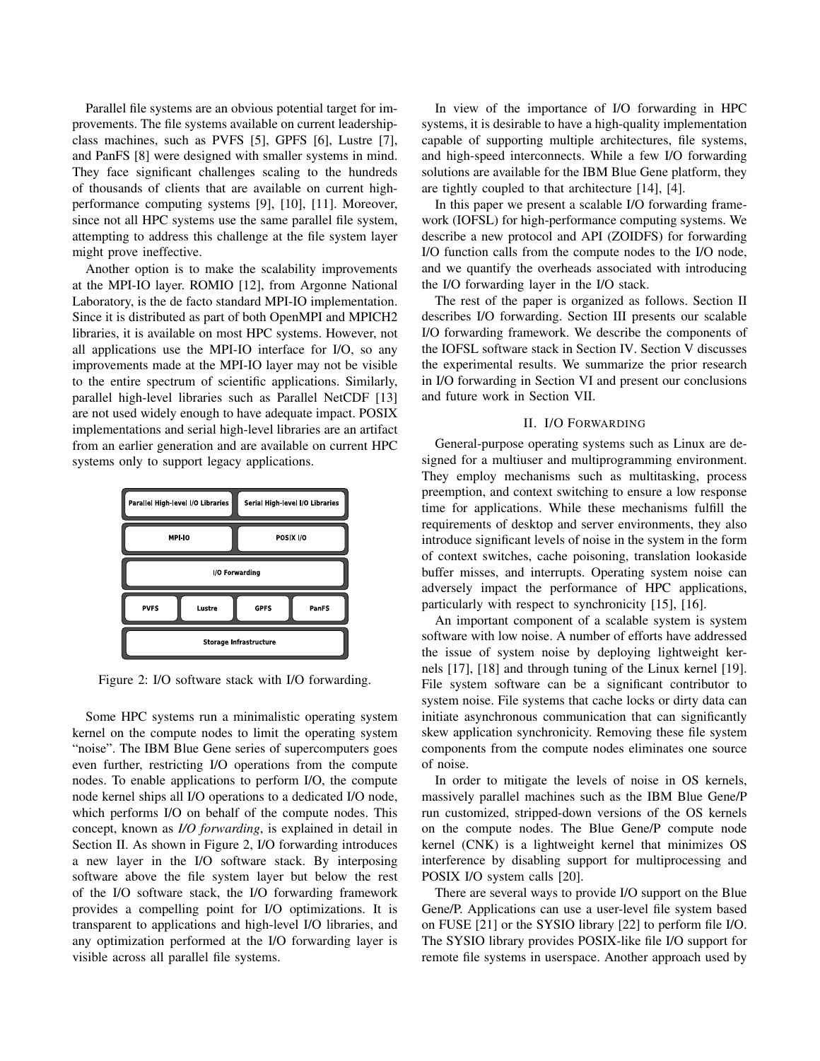Parallel file systems are an obvious potential target for improvements. The file systems available on current leadership-class machines, such as PVFS [5], GPFS [6], Lustre [7], and PanFS [8] were designed with smaller systems in mind. They face significant challenges scaling to the hundreds of thousands of clients that are available on current high-performance computing systems [9], [10], [11]. Moreover, since not all HPC systems use the same parallel file system, attempting to address this challenge at the file system layer might prove ineffective.

Another option is to make the scalability improvements at the MPI-IO layer. ROMIO [12], from Argonne National Laboratory, is the de facto standard MPI-IO implementation. Since it is distributed as part of both OpenMPI and MPICH2 libraries, it is available on most HPC systems. However, not all applications use the MPI-IO interface for I/O, so any improvements made at the MPI-IO layer may not be visible to the entire spectrum of scientific applications. Similarly, parallel high-level libraries such as Parallel NetCDF [13] are not used widely enough to have adequate impact. POSIX implementations and serial high-level libraries are an artifact from an earlier generation and are available on current HPC systems only to support legacy applications.

Parallel High-level I/O Libraries
Serial High-level I/O Libraries
MPI-IO
POSIX I/O
I/O Forwarding
PVFS
Lustre
GPFS
PanFS
Storage Infrastructure

Figure 2: I/O software stack with I/O forwarding.

Some HPC systems run a minimalistic operating system kernel on the compute nodes to limit the operating system "noise". The IBM Blue Gene series of supercomputers goes even further, restricting I/O operations from the compute nodes. To enable applications to perform I/O, the compute node kernel ships all I/O operations to a dedicated I/O node, which performs I/O on behalf of the compute nodes. This concept, known as *I/O forwarding*, is explained in detail in Section II. As shown in Figure 2, I/O forwarding introduces a new layer in the I/O software stack. By interposing software above the file system layer but below the rest of the I/O software stack, the I/O forwarding framework provides a compelling point for I/O optimizations. It is transparent to applications and high-level I/O libraries, and any optimization performed at the I/O forwarding layer is visible across all parallel file systems.

In view of the importance of I/O forwarding in HPC systems, it is desirable to have a high-quality implementation capable of supporting multiple architectures, file systems, and high-speed interconnects. While a few I/O forwarding solutions are available for the IBM Blue Gene platform, they are tightly coupled to that architecture [14], [4].

In this paper we present a scalable I/O forwarding framework (IOFSL) for high-performance computing systems. We describe a new protocol and API (ZOIDFS) for forwarding I/O function calls from the compute nodes to the I/O node, and we quantify the overheads associated with introducing the I/O forwarding layer in the I/O stack.

The rest of the paper is organized as follows. Section II describes I/O forwarding. Section III presents our scalable I/O forwarding framework. We describe the components of the IOFSL software stack in Section IV. Section V discusses the experimental results. We summarize the prior research in I/O forwarding in Section VI and present our conclusions and future work in Section VII.

## II. I/O Forwarding

General-purpose operating systems such as Linux are designed for a multiuser and multiprogramming environment. They employ mechanisms such as multitasking, process preemption, and context switching to ensure a low response time for applications. While these mechanisms fulfill the requirements of desktop and server environments, they also introduce significant levels of noise in the system in the form of context switches, cache poisoning, translation lookaside buffer misses, and interrupts. Operating system noise can adversely impact the performance of HPC applications, particularly with respect to synchronicity [15], [16].

An important component of a scalable system is system software with low noise. A number of efforts have addressed the issue of system noise by deploying lightweight kernels [17], [18] and through tuning of the Linux kernel [19]. File system software can be a significant contributor to system noise. File systems that cache locks or dirty data can initiate asynchronous communication that can significantly skew application synchronicity. Removing these file system components from the compute nodes eliminates one source of noise.

In order to mitigate the levels of noise in OS kernels, massively parallel machines such as the IBM Blue Gene/P run customized, stripped-down versions of the OS kernels on the compute nodes. The Blue Gene/P compute node kernel (CNK) is a lightweight kernel that minimizes OS interference by disabling support for multiprocessing and POSIX I/O system calls [20].

There are several ways to provide I/O support on the Blue Gene/P. Applications can use a user-level file system based on FUSE [21] or the SYSIO library [22] to perform file I/O. The SYSIO library provides POSIX-like file I/O support for remote file systems in userspace. Another approach used by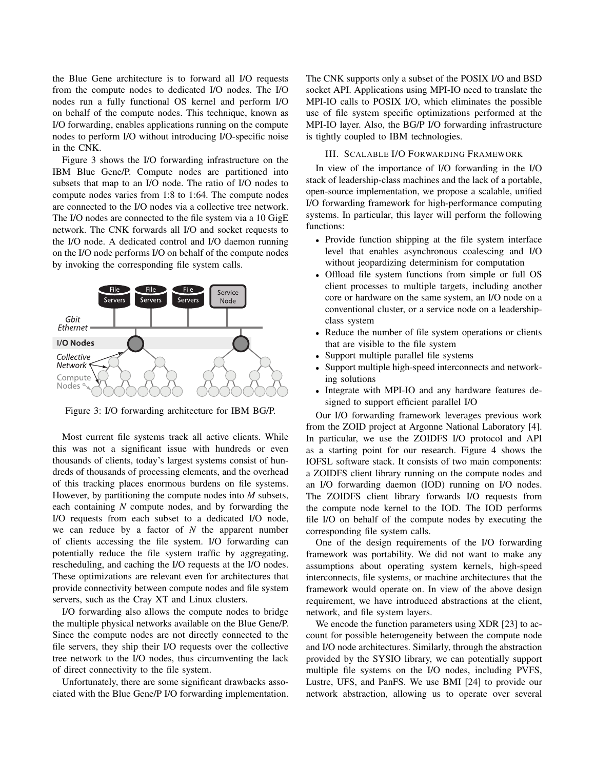the Blue Gene architecture is to forward all I/O requests from the compute nodes to dedicated I/O nodes. The I/O nodes run a fully functional OS kernel and perform I/O on behalf of the compute nodes. This technique, known as I/O forwarding, enables applications running on the compute nodes to perform I/O without introducing I/O-specific noise in the CNK.

Figure 3 shows the I/O forwarding infrastructure on the IBM Blue Gene/P. Compute nodes are partitioned into subsets that map to an I/O node. The ratio of I/O nodes to compute nodes varies from 1:8 to 1:64. The compute nodes are connected to the I/O nodes via a collective tree network. The I/O nodes are connected to the file system via a 10 GigE network. The CNK forwards all I/O and socket requests to the I/O node. A dedicated control and I/O daemon running on the I/O node performs I/O on behalf of the compute nodes by invoking the corresponding file system calls.

File Servers
File Servers
File Servers
Service Node
Gbit Ethernet
I/O Nodes
Collective Network
Compute Nodes

Figure 3: I/O forwarding architecture for IBM BG/P.

Most current file systems track all active clients. While this was not a significant issue with hundreds or even thousands of clients, today's largest systems consist of hundreds of thousands of processing elements, and the overhead of this tracking places enormous burdens on file systems. However, by partitioning the compute nodes into $M$ subsets, each containing $N$ compute nodes, and by forwarding the I/O requests from each subset to a dedicated I/O node, we can reduce by a factor of $N$ the apparent number of clients accessing the file system. I/O forwarding can potentially reduce the file system traffic by aggregating, rescheduling, and caching the I/O requests at the I/O nodes. These optimizations are relevant even for architectures that provide connectivity between compute nodes and file system servers, such as the Cray XT and Linux clusters.

I/O forwarding also allows the compute nodes to bridge the multiple physical networks available on the Blue Gene/P. Since the compute nodes are not directly connected to the file servers, they ship their I/O requests over the collective tree network to the I/O nodes, thus circumventing the lack of direct connectivity to the file system.

Unfortunately, there are some significant drawbacks associated with the Blue Gene/P I/O forwarding implementation. The CNK supports only a subset of the POSIX I/O and BSD socket API. Applications using MPI-IO need to translate the MPI-IO calls to POSIX I/O, which eliminates the possible use of file system specific optimizations performed at the MPI-IO layer. Also, the BG/P I/O forwarding infrastructure is tightly coupled to IBM technologies.

## III. Scalable I/O Forwarding Framework

In view of the importance of I/O forwarding in the I/O stack of leadership-class machines and the lack of a portable, open-source implementation, we propose a scalable, unified I/O forwarding framework for high-performance computing systems. In particular, this layer will perform the following functions:

- Provide function shipping at the file system interface level that enables asynchronous coalescing and I/O without jeopardizing determinism for computation
- Offload file system functions from simple or full OS client processes to multiple targets, including another core or hardware on the same system, an I/O node on a conventional cluster, or a service node on a leadership-class system
- Reduce the number of file system operations or clients that are visible to the file system
- Support multiple parallel file systems
- Support multiple high-speed interconnects and networking solutions
- Integrate with MPI-IO and any hardware features designed to support efficient parallel I/O

Our I/O forwarding framework leverages previous work from the ZOID project at Argonne National Laboratory [4]. In particular, we use the ZOIDFS I/O protocol and API as a starting point for our research. Figure 4 shows the IOFSL software stack. It consists of two main components: a ZOIDFS client library running on the compute nodes and an I/O forwarding daemon (IOD) running on I/O nodes. The ZOIDFS client library forwards I/O requests from the compute node kernel to the IOD. The IOD performs file I/O on behalf of the compute nodes by executing the corresponding file system calls.

One of the design requirements of the I/O forwarding framework was portability. We did not want to make any assumptions about operating system kernels, high-speed interconnects, file systems, or machine architectures that the framework would operate on. In view of the above design requirement, we have introduced abstractions at the client, network, and file system layers.

We encode the function parameters using XDR [23] to account for possible heterogeneity between the compute node and I/O node architectures. Similarly, through the abstraction provided by the SYSIO library, we can potentially support multiple file systems on the I/O nodes, including PVFS, Lustre, UFS, and PanFS. We use BMI [24] to provide our network abstraction, allowing us to operate over several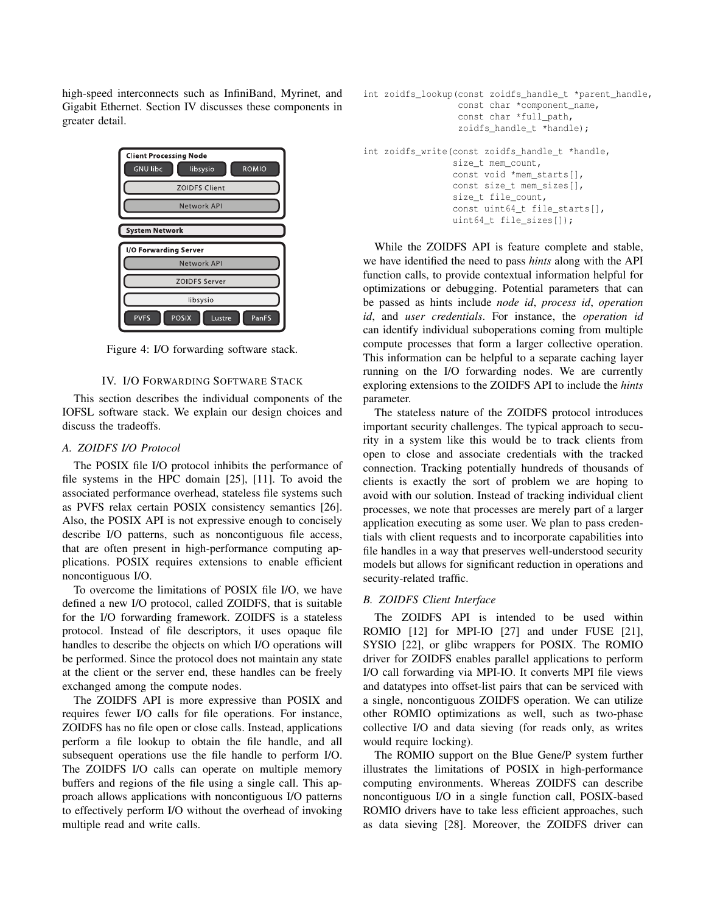high-speed interconnects such as InfiniBand, Myrinet, and Gigabit Ethernet. Section IV discusses these components in greater detail.

Client Processing Node
GNU libc
libsysio
ROMIO
ZOIDFS Client
Network API
System Network
I/O Forwarding Server
Network API
ZOIDFS Server
libsysio
PVFS
POSIX
Lustre
PanFS

Figure 4: I/O forwarding software stack.

## IV. I/O Forwarding Software Stack

This section describes the individual components of the IOFSL software stack. We explain our design choices and discuss the tradeoffs.

### A. ZOIDFS I/O Protocol

The POSIX file I/O protocol inhibits the performance of file systems in the HPC domain [25], [11]. To avoid the associated performance overhead, stateless file systems such as PVFS relax certain POSIX consistency semantics [26]. Also, the POSIX API is not expressive enough to concisely describe I/O patterns, such as noncontiguous file access, that are often present in high-performance computing applications. POSIX requires extensions to enable efficient noncontiguous I/O.

To overcome the limitations of POSIX file I/O, we have defined a new I/O protocol, called ZOIDFS, that is suitable for the I/O forwarding framework. ZOIDFS is a stateless protocol. Instead of file descriptors, it uses opaque file handles to describe the objects on which I/O operations will be performed. Since the protocol does not maintain any state at the client or the server end, these handles can be freely exchanged among the compute nodes.

The ZOIDFS API is more expressive than POSIX and requires fewer I/O calls for file operations. For instance, ZOIDFS has no file open or close calls. Instead, applications perform a file lookup to obtain the file handle, and all subsequent operations use the file handle to perform I/O. The ZOIDFS I/O calls can operate on multiple memory buffers and regions of the file using a single call. This approach allows applications with noncontiguous I/O patterns to effectively perform I/O without the overhead of invoking multiple read and write calls.

```
int zoidfs_lookup(const zoidfs_handle_t *parent_handle,
                  const char *component_name,
                  const char *full_path,
                  zoidfs_handle_t *handle);

int zoidfs_write(const zoidfs_handle_t *handle,
                 size_t mem_count,
                 const void *mem_starts[],
                 const size_t mem_sizes[],
                 size_t file_count,
                 const uint64_t file_starts[],
                 uint64_t file_sizes[]);
```

While the ZOIDFS API is feature complete and stable, we have identified the need to pass *hints* along with the API function calls, to provide contextual information helpful for optimizations or debugging. Potential parameters that can be passed as hints include *node id*, *process id*, *operation id*, and *user credentials*. For instance, the *operation id* can identify individual suboperations coming from multiple compute processes that form a larger collective operation. This information can be helpful to a separate caching layer running on the I/O forwarding nodes. We are currently exploring extensions to the ZOIDFS API to include the *hints* parameter.

The stateless nature of the ZOIDFS protocol introduces important security challenges. The typical approach to security in a system like this would be to track clients from open to close and associate credentials with the tracked connection. Tracking potentially hundreds of thousands of clients is exactly the sort of problem we are hoping to avoid with our solution. Instead of tracking individual client processes, we note that processes are merely part of a larger application executing as some user. We plan to pass credentials with client requests and to incorporate capabilities into file handles in a way that preserves well-understood security models but allows for significant reduction in operations and security-related traffic.

### B. ZOIDFS Client Interface

The ZOIDFS API is intended to be used within ROMIO [12] for MPI-IO [27] and under FUSE [21], SYSIO [22], or glibc wrappers for POSIX. The ROMIO driver for ZOIDFS enables parallel applications to perform I/O call forwarding via MPI-IO. It converts MPI file views and datatypes into offset-list pairs that can be serviced with a single, noncontiguous ZOIDFS operation. We can utilize other ROMIO optimizations as well, such as two-phase collective I/O and data sieving (for reads only, as writes would require locking).

The ROMIO support on the Blue Gene/P system further illustrates the limitations of POSIX in high-performance computing environments. Whereas ZOIDFS can describe noncontiguous I/O in a single function call, POSIX-based ROMIO drivers have to take less efficient approaches, such as data sieving [28]. Moreover, the ZOIDFS driver can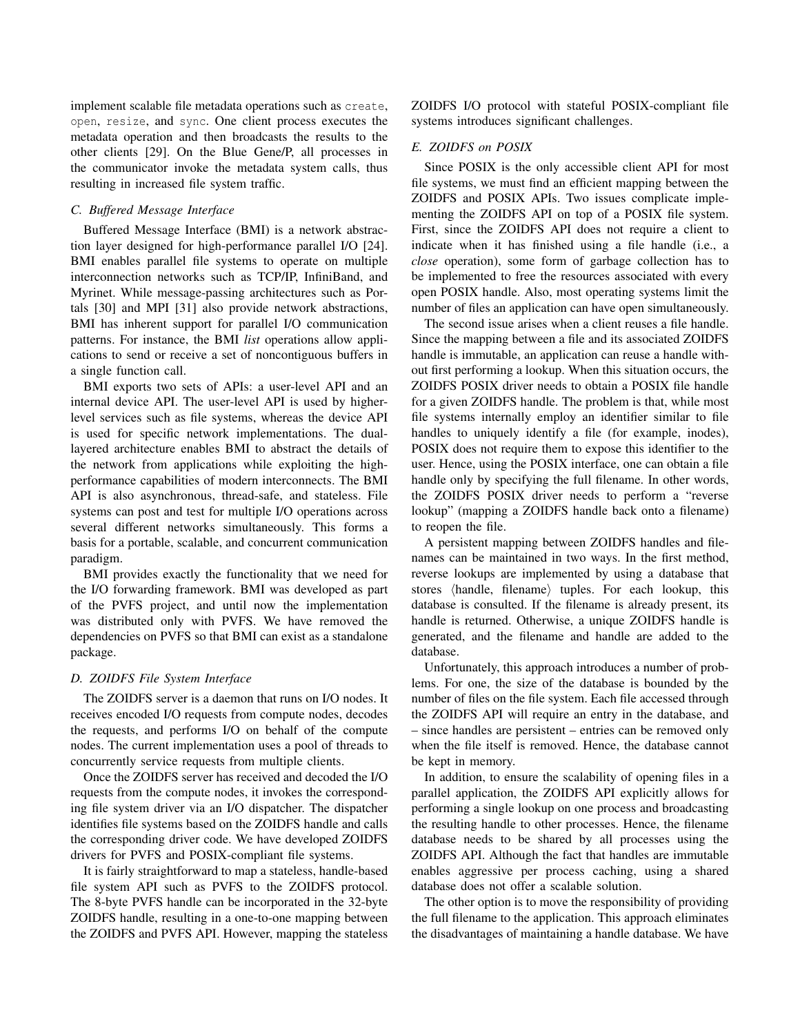implement scalable file metadata operations such as `create`, `open`, `resize`, and `sync`. One client process executes the metadata operation and then broadcasts the results to the other clients [29]. On the Blue Gene/P, all processes in the communicator invoke the metadata system calls, thus resulting in increased file system traffic.

### C. Buffered Message Interface

Buffered Message Interface (BMI) is a network abstraction layer designed for high-performance parallel I/O [24]. BMI enables parallel file systems to operate on multiple interconnection networks such as TCP/IP, InfiniBand, and Myrinet. While message-passing architectures such as Portals [30] and MPI [31] also provide network abstractions, BMI has inherent support for parallel I/O communication patterns. For instance, the BMI *list* operations allow applications to send or receive a set of noncontiguous buffers in a single function call.

BMI exports two sets of APIs: a user-level API and an internal device API. The user-level API is used by higher-level services such as file systems, whereas the device API is used for specific network implementations. The dual-layered architecture enables BMI to abstract the details of the network from applications while exploiting the high-performance capabilities of modern interconnects. The BMI API is also asynchronous, thread-safe, and stateless. File systems can post and test for multiple I/O operations across several different networks simultaneously. This forms a basis for a portable, scalable, and concurrent communication paradigm.

BMI provides exactly the functionality that we need for the I/O forwarding framework. BMI was developed as part of the PVFS project, and until now the implementation was distributed only with PVFS. We have removed the dependencies on PVFS so that BMI can exist as a standalone package.

### D. ZOIDFS File System Interface

The ZOIDFS server is a daemon that runs on I/O nodes. It receives encoded I/O requests from compute nodes, decodes the requests, and performs I/O on behalf of the compute nodes. The current implementation uses a pool of threads to concurrently service requests from multiple clients.

Once the ZOIDFS server has received and decoded the I/O requests from the compute nodes, it invokes the corresponding file system driver via an I/O dispatcher. The dispatcher identifies file systems based on the ZOIDFS handle and calls the corresponding driver code. We have developed ZOIDFS drivers for PVFS and POSIX-compliant file systems.

It is fairly straightforward to map a stateless, handle-based file system API such as PVFS to the ZOIDFS protocol. The 8-byte PVFS handle can be incorporated in the 32-byte ZOIDFS handle, resulting in a one-to-one mapping between the ZOIDFS and PVFS API. However, mapping the stateless ZOIDFS I/O protocol with stateful POSIX-compliant file systems introduces significant challenges.

### E. ZOIDFS on POSIX

Since POSIX is the only accessible client API for most file systems, we must find an efficient mapping between the ZOIDFS and POSIX APIs. Two issues complicate implementing the ZOIDFS API on top of a POSIX file system. First, since the ZOIDFS API does not require a client to indicate when it has finished using a file handle (i.e., a *close* operation), some form of garbage collection has to be implemented to free the resources associated with every open POSIX handle. Also, most operating systems limit the number of files an application can have open simultaneously.

The second issue arises when a client reuses a file handle. Since the mapping between a file and its associated ZOIDFS handle is immutable, an application can reuse a handle without first performing a lookup. When this situation occurs, the ZOIDFS POSIX driver needs to obtain a POSIX file handle for a given ZOIDFS handle. The problem is that, while most file systems internally employ an identifier similar to file handles to uniquely identify a file (for example, inodes), POSIX does not require them to expose this identifier to the user. Hence, using the POSIX interface, one can obtain a file handle only by specifying the full filename. In other words, the ZOIDFS POSIX driver needs to perform a "reverse lookup" (mapping a ZOIDFS handle back onto a filename) to reopen the file.

A persistent mapping between ZOIDFS handles and filenames can be maintained in two ways. In the first method, reverse lookups are implemented by using a database that stores $\langle$handle, filename$\rangle$ tuples. For each lookup, this database is consulted. If the filename is already present, its handle is returned. Otherwise, a unique ZOIDFS handle is generated, and the filename and handle are added to the database.

Unfortunately, this approach introduces a number of problems. For one, the size of the database is bounded by the number of files on the file system. Each file accessed through the ZOIDFS API will require an entry in the database, and – since handles are persistent – entries can be removed only when the file itself is removed. Hence, the database cannot be kept in memory.

In addition, to ensure the scalability of opening files in a parallel application, the ZOIDFS API explicitly allows for performing a single lookup on one process and broadcasting the resulting handle to other processes. Hence, the filename database needs to be shared by all processes using the ZOIDFS API. Although the fact that handles are immutable enables aggressive per process caching, using a shared database does not offer a scalable solution.

The other option is to move the responsibility of providing the full filename to the application. This approach eliminates the disadvantages of maintaining a handle database. We have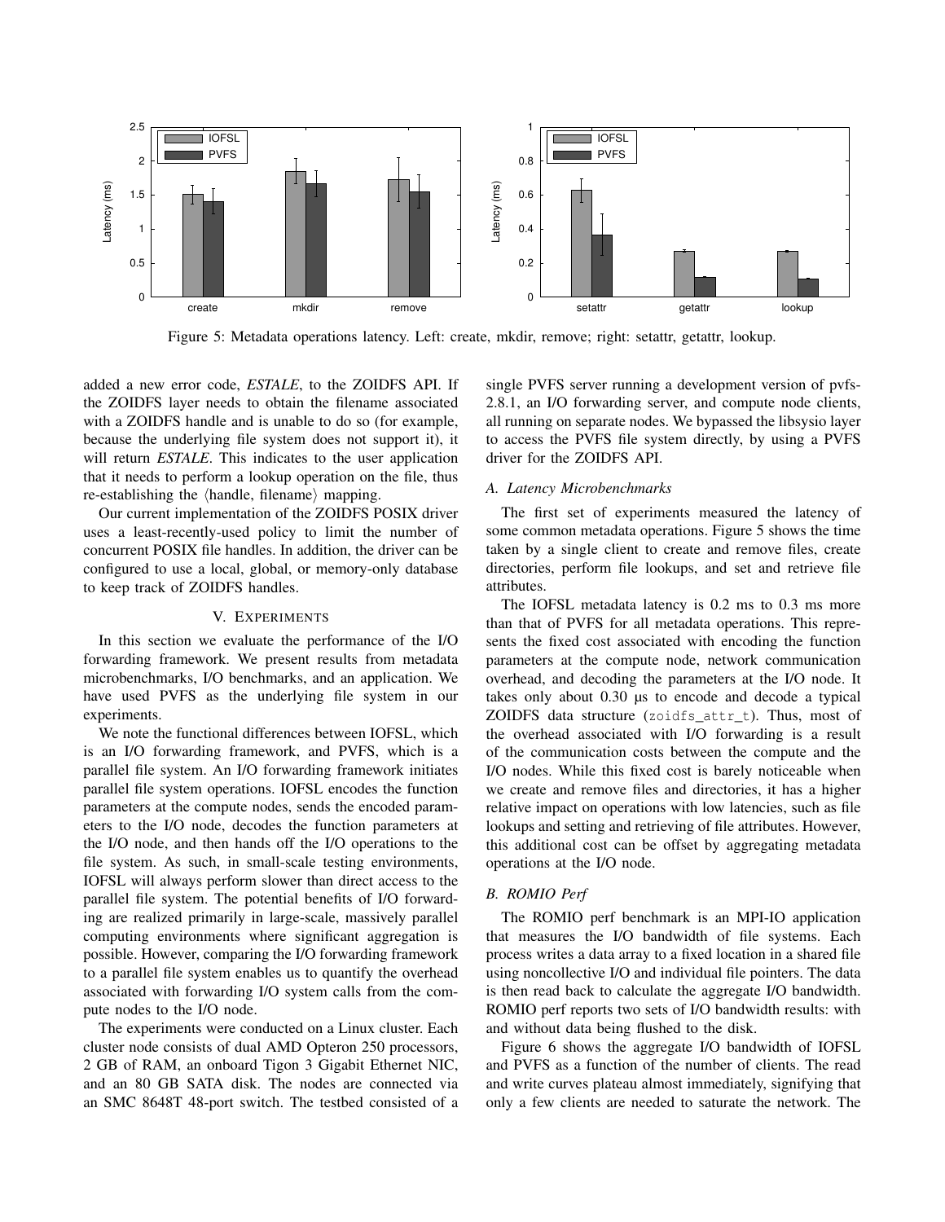2.5
2
1.5
1
0.5
0
Latency (ms)
IOFSL
PVFS
create
mkdir
remove

1
0.8
0.6
0.4
0.2
0
Latency (ms)
IOFSL
PVFS
setattr
getattr
lookup

Figure 5: Metadata operations latency. Left: create, mkdir, remove; right: setattr, getattr, lookup.

added a new error code, *ESTALE*, to the ZOIDFS API. If the ZOIDFS layer needs to obtain the filename associated with a ZOIDFS handle and is unable to do so (for example, because the underlying file system does not support it), it will return *ESTALE*. This indicates to the user application that it needs to perform a lookup operation on the file, thus re-establishing the ⟨handle, filename⟩ mapping.

Our current implementation of the ZOIDFS POSIX driver uses a least-recently-used policy to limit the number of concurrent POSIX file handles. In addition, the driver can be configured to use a local, global, or memory-only database to keep track of ZOIDFS handles.

## V. Experiments

In this section we evaluate the performance of the I/O forwarding framework. We present results from metadata microbenchmarks, I/O benchmarks, and an application. We have used PVFS as the underlying file system in our experiments.

We note the functional differences between IOFSL, which is an I/O forwarding framework, and PVFS, which is a parallel file system. An I/O forwarding framework initiates parallel file system operations. IOFSL encodes the function parameters at the compute nodes, sends the encoded parameters to the I/O node, decodes the function parameters at the I/O node, and then hands off the I/O operations to the file system. As such, in small-scale testing environments, IOFSL will always perform slower than direct access to the parallel file system. The potential benefits of I/O forwarding are realized primarily in large-scale, massively parallel computing environments where significant aggregation is possible. However, comparing the I/O forwarding framework to a parallel file system enables us to quantify the overhead associated with forwarding I/O system calls from the compute nodes to the I/O node.

The experiments were conducted on a Linux cluster. Each cluster node consists of dual AMD Opteron 250 processors, 2 GB of RAM, an onboard Tigon 3 Gigabit Ethernet NIC, and an 80 GB SATA disk. The nodes are connected via an SMC 8648T 48-port switch. The testbed consisted of a single PVFS server running a development version of pvfs-2.8.1, an I/O forwarding server, and compute node clients, all running on separate nodes. We bypassed the libsysio layer to access the PVFS file system directly, by using a PVFS driver for the ZOIDFS API.

### A. Latency Microbenchmarks

The first set of experiments measured the latency of some common metadata operations. Figure 5 shows the time taken by a single client to create and remove files, create directories, perform file lookups, and set and retrieve file attributes.

The IOFSL metadata latency is 0.2 ms to 0.3 ms more than that of PVFS for all metadata operations. This represents the fixed cost associated with encoding the function parameters at the compute node, network communication overhead, and decoding the parameters at the I/O node. It takes only about 0.30 µs to encode and decode a typical ZOIDFS data structure (`zoidfs_attr_t`). Thus, most of the overhead associated with I/O forwarding is a result of the communication costs between the compute and the I/O nodes. While this fixed cost is barely noticeable when we create and remove files and directories, it has a higher relative impact on operations with low latencies, such as file lookups and setting and retrieving of file attributes. However, this additional cost can be offset by aggregating metadata operations at the I/O node.

### B. ROMIO Perf

The ROMIO perf benchmark is an MPI-IO application that measures the I/O bandwidth of file systems. Each process writes a data array to a fixed location in a shared file using noncollective I/O and individual file pointers. The data is then read back to calculate the aggregate I/O bandwidth. ROMIO perf reports two sets of I/O bandwidth results: with and without data being flushed to the disk.

Figure 6 shows the aggregate I/O bandwidth of IOFSL and PVFS as a function of the number of clients. The read and write curves plateau almost immediately, signifying that only a few clients are needed to saturate the network. The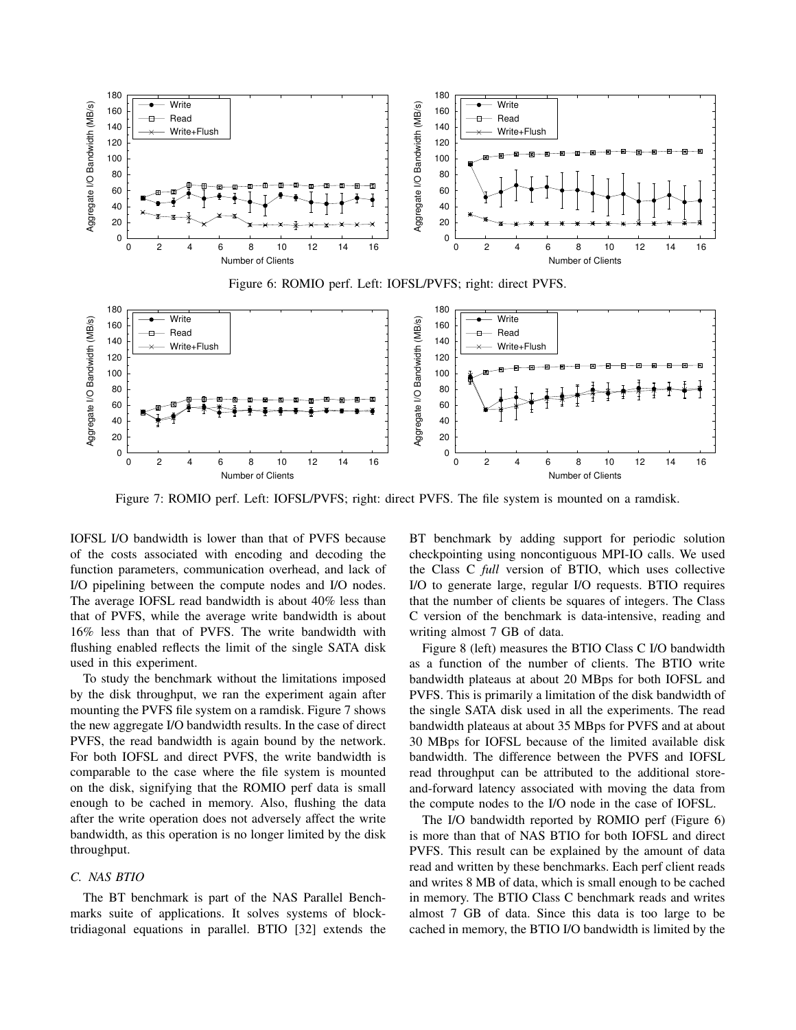Figure 6: ROMIO perf. Left: IOFSL/PVFS; right: direct PVFS.

Figure 7: ROMIO perf. Left: IOFSL/PVFS; right: direct PVFS. The file system is mounted on a ramdisk.

IOFSL I/O bandwidth is lower than that of PVFS because of the costs associated with encoding and decoding the function parameters, communication overhead, and lack of I/O pipelining between the compute nodes and I/O nodes. The average IOFSL read bandwidth is about 40% less than that of PVFS, while the average write bandwidth is about 16% less than that of PVFS. The write bandwidth with flushing enabled reflects the limit of the single SATA disk used in this experiment.

To study the benchmark without the limitations imposed by the disk throughput, we ran the experiment again after mounting the PVFS file system on a ramdisk. Figure 7 shows the new aggregate I/O bandwidth results. In the case of direct PVFS, the read bandwidth is again bound by the network. For both IOFSL and direct PVFS, the write bandwidth is comparable to the case where the file system is mounted on the disk, signifying that the ROMIO perf data is small enough to be cached in memory. Also, flushing the data after the write operation does not adversely affect the write bandwidth, as this operation is no longer limited by the disk throughput.

### C. NAS BTIO

The BT benchmark is part of the NAS Parallel Benchmarks suite of applications. It solves systems of block-tridiagonal equations in parallel. BTIO [32] extends the BT benchmark by adding support for periodic solution checkpointing using noncontiguous MPI-IO calls. We used the Class C *full* version of BTIO, which uses collective I/O to generate large, regular I/O requests. BTIO requires that the number of clients be squares of integers. The Class C version of the benchmark is data-intensive, reading and writing almost 7 GB of data.

Figure 8 (left) measures the BTIO Class C I/O bandwidth as a function of the number of clients. The BTIO write bandwidth plateaus at about 20 MBps for both IOFSL and PVFS. This is primarily a limitation of the disk bandwidth of the single SATA disk used in all the experiments. The read bandwidth plateaus at about 35 MBps for PVFS and at about 30 MBps for IOFSL because of the limited available disk bandwidth. The difference between the PVFS and IOFSL read throughput can be attributed to the additional store-and-forward latency associated with moving the data from the compute nodes to the I/O node in the case of IOFSL.

The I/O bandwidth reported by ROMIO perf (Figure 6) is more than that of NAS BTIO for both IOFSL and direct PVFS. This result can be explained by the amount of data read and written by these benchmarks. Each perf client reads and writes 8 MB of data, which is small enough to be cached in memory. The BTIO Class C benchmark reads and writes almost 7 GB of data. Since this data is too large to be cached in memory, the BTIO I/O bandwidth is limited by the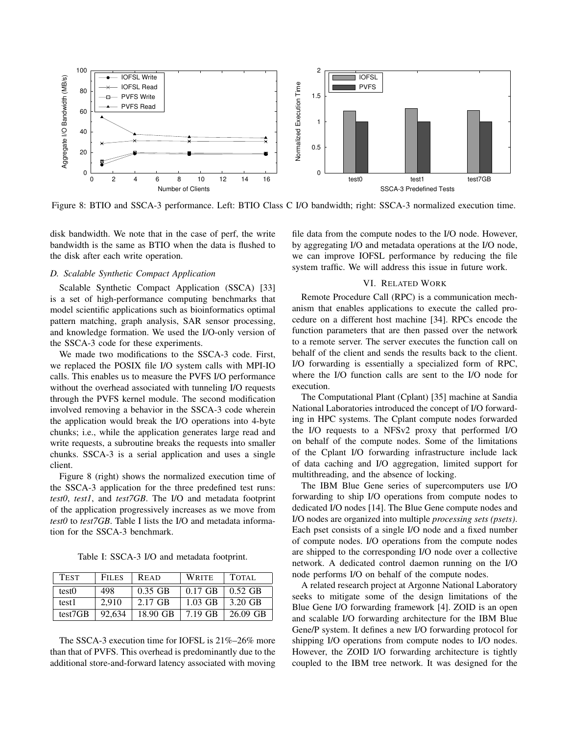Figure 8: BTIO and SSCA-3 performance. Left: BTIO Class C I/O bandwidth; right: SSCA-3 normalized execution time.

disk bandwidth. We note that in the case of perf, the write bandwidth is the same as BTIO when the data is flushed to the disk after each write operation.

### D. Scalable Synthetic Compact Application

Scalable Synthetic Compact Application (SSCA) [33] is a set of high-performance computing benchmarks that model scientific applications such as bioinformatics optimal pattern matching, graph analysis, SAR sensor processing, and knowledge formation. We used the I/O-only version of the SSCA-3 code for these experiments.

We made two modifications to the SSCA-3 code. First, we replaced the POSIX file I/O system calls with MPI-IO calls. This enables us to measure the PVFS I/O performance without the overhead associated with tunneling I/O requests through the PVFS kernel module. The second modification involved removing a behavior in the SSCA-3 code wherein the application would break the I/O operations into 4-byte chunks; i.e., while the application generates large read and write requests, a subroutine breaks the requests into smaller chunks. SSCA-3 is a serial application and uses a single client.

Figure 8 (right) shows the normalized execution time of the SSCA-3 application for the three predefined test runs: *test0*, *test1*, and *test7GB*. The I/O and metadata footprint of the application progressively increases as we move from *test0* to *test7GB*. Table I lists the I/O and metadata information for the SSCA-3 benchmark.

Table I: SSCA-3 I/O and metadata footprint.

| TEST | FILES | READ | WRITE | TOTAL |
|---|---|---|---|---|
| test0 | 498 | 0.35 GB | 0.17 GB | 0.52 GB |
| test1 | 2,910 | 2.17 GB | 1.03 GB | 3.20 GB |
| test7GB | 92,634 | 18.90 GB | 7.19 GB | 26.09 GB |

The SSCA-3 execution time for IOFSL is 21%–26% more than that of PVFS. This overhead is predominantly due to the additional store-and-forward latency associated with moving file data from the compute nodes to the I/O node. However, by aggregating I/O and metadata operations at the I/O node, we can improve IOFSL performance by reducing the file system traffic. We will address this issue in future work.

## VI. Related Work

Remote Procedure Call (RPC) is a communication mechanism that enables applications to execute the called procedure on a different host machine [34]. RPCs encode the function parameters that are then passed over the network to a remote server. The server executes the function call on behalf of the client and sends the results back to the client. I/O forwarding is essentially a specialized form of RPC, where the I/O function calls are sent to the I/O node for execution.

The Computational Plant (Cplant) [35] machine at Sandia National Laboratories introduced the concept of I/O forwarding in HPC systems. The Cplant compute nodes forwarded the I/O requests to a NFSv2 proxy that performed I/O on behalf of the compute nodes. Some of the limitations of the Cplant I/O forwarding infrastructure include lack of data caching and I/O aggregation, limited support for multithreading, and the absence of locking.

The IBM Blue Gene series of supercomputers use I/O forwarding to ship I/O operations from compute nodes to dedicated I/O nodes [14]. The Blue Gene compute nodes and I/O nodes are organized into multiple *processing sets (psets)*. Each pset consists of a single I/O node and a fixed number of compute nodes. I/O operations from the compute nodes are shipped to the corresponding I/O node over a collective network. A dedicated control daemon running on the I/O node performs I/O on behalf of the compute nodes.

A related research project at Argonne National Laboratory seeks to mitigate some of the design limitations of the Blue Gene I/O forwarding framework [4]. ZOID is an open and scalable I/O forwarding architecture for the IBM Blue Gene/P system. It defines a new I/O forwarding protocol for shipping I/O operations from compute nodes to I/O nodes. However, the ZOID I/O forwarding architecture is tightly coupled to the IBM tree network. It was designed for the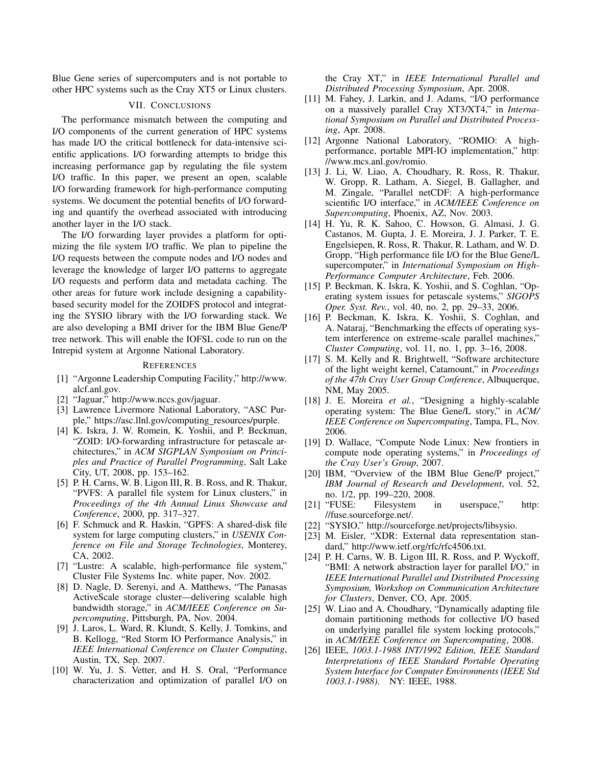Blue Gene series of supercomputers and is not portable to other HPC systems such as the Cray XT5 or Linux clusters.

## VII. Conclusions

The performance mismatch between the computing and I/O components of the current generation of HPC systems has made I/O the critical bottleneck for data-intensive scientific applications. I/O forwarding attempts to bridge this increasing performance gap by regulating the file system I/O traffic. In this paper, we present an open, scalable I/O forwarding framework for high-performance computing systems. We document the potential benefits of I/O forwarding and quantify the overhead associated with introducing another layer in the I/O stack.

The I/O forwarding layer provides a platform for optimizing the file system I/O traffic. We plan to pipeline the I/O requests between the compute nodes and I/O nodes and leverage the knowledge of larger I/O patterns to aggregate I/O requests and perform data and metadata caching. The other areas for future work include designing a capability-based security model for the ZOIDFS protocol and integrating the SYSIO library with the I/O forwarding stack. We are also developing a BMI driver for the IBM Blue Gene/P tree network. This will enable the IOFSL code to run on the Intrepid system at Argonne National Laboratory.

## References

[1] "Argonne Leadership Computing Facility," http://www.alcf.anl.gov.

[2] "Jaguar," http://www.nccs.gov/jaguar.

[3] Lawrence Livermore National Laboratory, "ASC Purple," https://asc.llnl.gov/computing_resources/purple.

[4] K. Iskra, J. W. Romein, K. Yoshii, and P. Beckman, "ZOID: I/O-forwarding infrastructure for petascale architectures," in *ACM SIGPLAN Symposium on Principles and Practice of Parallel Programming*, Salt Lake City, UT, 2008, pp. 153–162.

[5] P. H. Carns, W. B. Ligon III, R. B. Ross, and R. Thakur, "PVFS: A parallel file system for Linux clusters," in *Proceedings of the 4th Annual Linux Showcase and Conference*, 2000, pp. 317–327.

[6] F. Schmuck and R. Haskin, "GPFS: A shared-disk file system for large computing clusters," in *USENIX Conference on File and Storage Technologies*, Monterey, CA, 2002.

[7] "Lustre: A scalable, high-performance file system," Cluster File Systems Inc. white paper, Nov. 2002.

[8] D. Nagle, D. Serenyi, and A. Matthews, "The Panasas ActiveScale storage cluster—delivering scalable high bandwidth storage," in *ACM/IEEE Conference on Supercomputing*, Pittsburgh, PA, Nov. 2004.

[9] J. Laros, L. Ward, R. Klundt, S. Kelly, J. Tomkins, and B. Kellogg, "Red Storm IO Performance Analysis," in *IEEE International Conference on Cluster Computing*, Austin, TX, Sep. 2007.

[10] W. Yu, J. S. Vetter, and H. S. Oral, "Performance characterization and optimization of parallel I/O on the Cray XT," in *IEEE International Parallel and Distributed Processing Symposium*, Apr. 2008.

[11] M. Fahey, J. Larkin, and J. Adams, "I/O performance on a massively parallel Cray XT3/XT4," in *International Symposium on Parallel and Distributed Processing*, Apr. 2008.

[12] Argonne National Laboratory, "ROMIO: A high-performance, portable MPI-IO implementation," http://www.mcs.anl.gov/romio.

[13] J. Li, W. Liao, A. Choudhary, R. Ross, R. Thakur, W. Gropp, R. Latham, A. Siegel, B. Gallagher, and M. Zingale, "Parallel netCDF: A high-performance scientific I/O interface," in *ACM/IEEE Conference on Supercomputing*, Phoenix, AZ, Nov. 2003.

[14] H. Yu, R. K. Sahoo, C. Howson, G. Almasi, J. G. Castanos, M. Gupta, J. E. Moreira, J. J. Parker, T. E. Engelsiepen, R. Ross, R. Thakur, R. Latham, and W. D. Gropp, "High performance file I/O for the Blue Gene/L supercomputer," in *International Symposium on High-Performance Computer Architecture*, Feb. 2006.

[15] P. Beckman, K. Iskra, K. Yoshii, and S. Coghlan, "Operating system issues for petascale systems," *SIGOPS Oper. Syst. Rev.*, vol. 40, no. 2, pp. 29–33, 2006.

[16] P. Beckman, K. Iskra, K. Yoshii, S. Coghlan, and A. Nataraj, "Benchmarking the effects of operating system interference on extreme-scale parallel machines," *Cluster Computing*, vol. 11, no. 1, pp. 3–16, 2008.

[17] S. M. Kelly and R. Brightwell, "Software architecture of the light weight kernel, Catamount," in *Proceedings of the 47th Cray User Group Conference*, Albuquerque, NM, May 2005.

[18] J. E. Moreira *et al.*, "Designing a highly-scalable operating system: The Blue Gene/L story," in *ACM/IEEE Conference on Supercomputing*, Tampa, FL, Nov. 2006.

[19] D. Wallace, "Compute Node Linux: New frontiers in compute node operating systems," in *Proceedings of the Cray User's Group*, 2007.

[20] IBM, "Overview of the IBM Blue Gene/P project," *IBM Journal of Research and Development*, vol. 52, no. 1/2, pp. 199–220, 2008.

[21] "FUSE: Filesystem in userspace," http://fuse.sourceforge.net/.

[22] "SYSIO," http://sourceforge.net/projects/libsysio.

[23] M. Eisler, "XDR: External data representation standard," http://www.ietf.org/rfc/rfc4506.txt.

[24] P. H. Carns, W. B. Ligon III, R. Ross, and P. Wyckoff, "BMI: A network abstraction layer for parallel I/O," in *IEEE International Parallel and Distributed Processing Symposium, Workshop on Communication Architecture for Clusters*, Denver, CO, Apr. 2005.

[25] W. Liao and A. Choudhary, "Dynamically adapting file domain partitioning methods for collective I/O based on underlying parallel file system locking protocols," in *ACM/IEEE Conference on Supercomputing*, 2008.

[26] IEEE, *1003.1-1988 INT/1992 Edition, IEEE Standard Interpretations of IEEE Standard Portable Operating System Interface for Computer Environments (IEEE Std 1003.1-1988)*. NY: IEEE, 1988.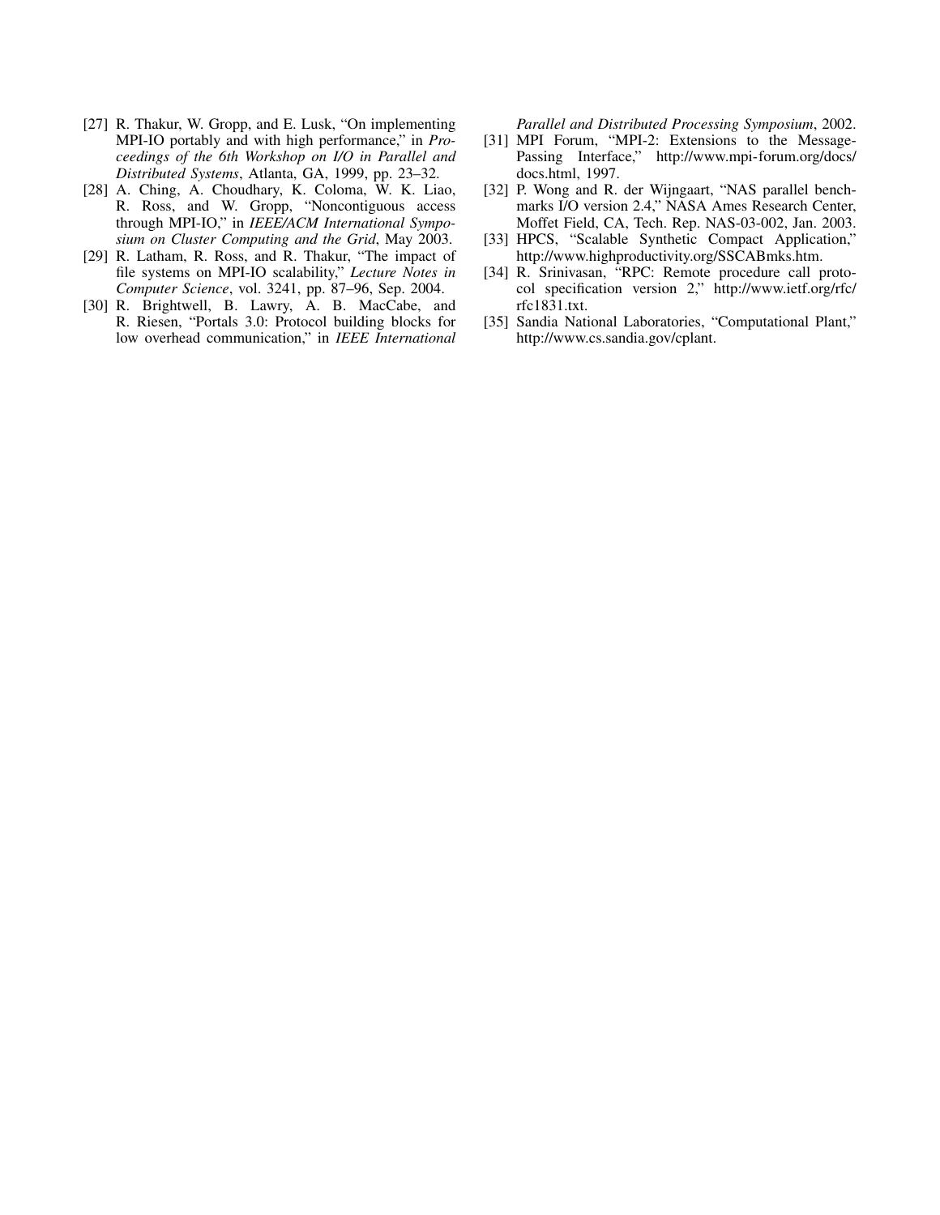[27] R. Thakur, W. Gropp, and E. Lusk, "On implementing MPI-IO portably and with high performance," in *Proceedings of the 6th Workshop on I/O in Parallel and Distributed Systems*, Atlanta, GA, 1999, pp. 23–32.

[28] A. Ching, A. Choudhary, K. Coloma, W. K. Liao, R. Ross, and W. Gropp, "Noncontiguous access through MPI-IO," in *IEEE/ACM International Symposium on Cluster Computing and the Grid*, May 2003.

[29] R. Latham, R. Ross, and R. Thakur, "The impact of file systems on MPI-IO scalability," *Lecture Notes in Computer Science*, vol. 3241, pp. 87–96, Sep. 2004.

[30] R. Brightwell, B. Lawry, A. B. MacCabe, and R. Riesen, "Portals 3.0: Protocol building blocks for low overhead communication," in *IEEE International Parallel and Distributed Processing Symposium*, 2002.

[31] MPI Forum, "MPI-2: Extensions to the Message-Passing Interface," http://www.mpi-forum.org/docs/docs.html, 1997.

[32] P. Wong and R. der Wijngaart, "NAS parallel benchmarks I/O version 2.4," NASA Ames Research Center, Moffet Field, CA, Tech. Rep. NAS-03-002, Jan. 2003.

[33] HPCS, "Scalable Synthetic Compact Application," http://www.highproductivity.org/SSCABmks.htm.

[34] R. Srinivasan, "RPC: Remote procedure call protocol specification version 2," http://www.ietf.org/rfc/rfc1831.txt.

[35] Sandia National Laboratories, "Computational Plant," http://www.cs.sandia.gov/cplant.